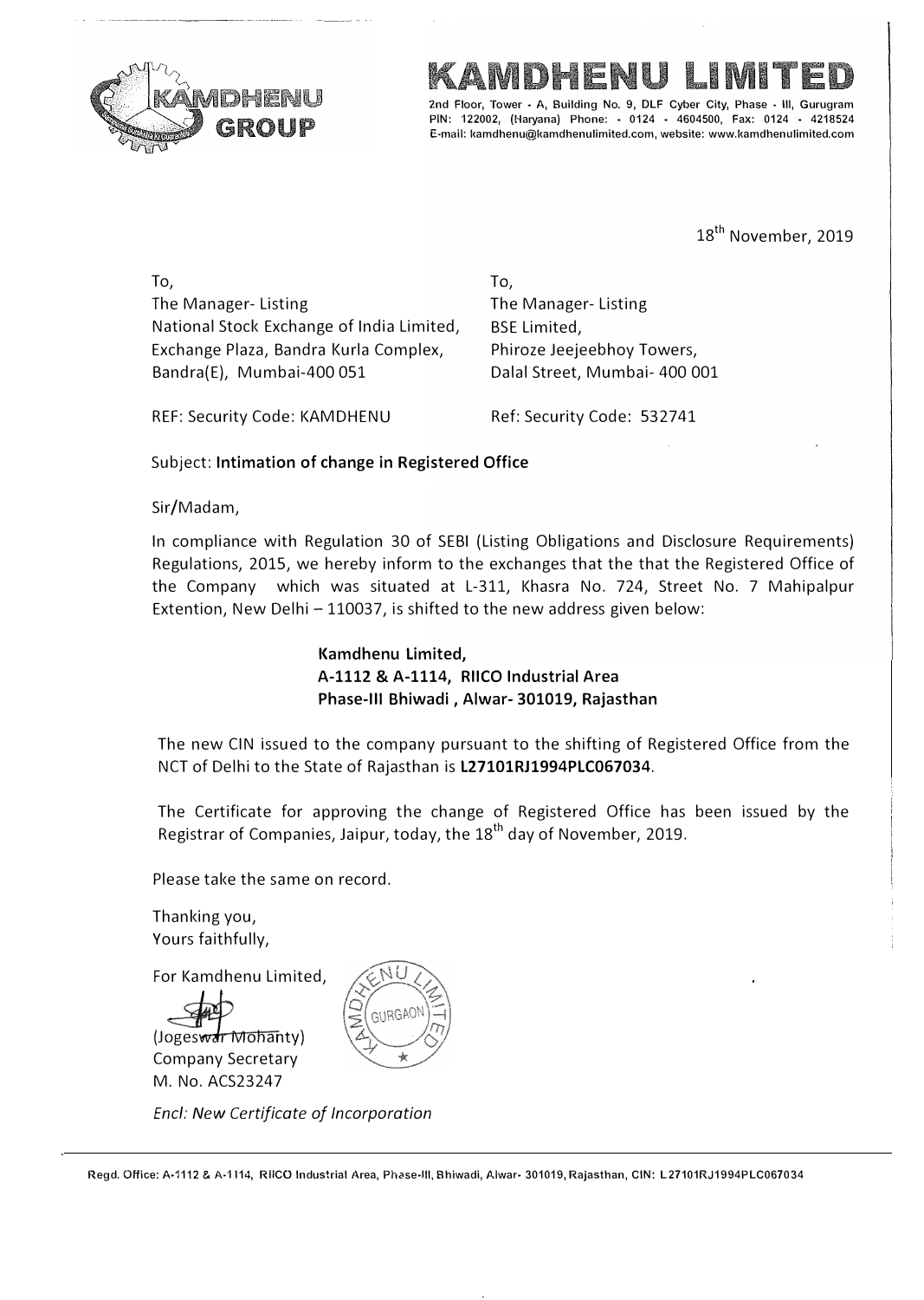# KAMDHENU LIMITED

2nd Floor, Tower - A, Building No. 9, DLF Cyber City, Phase - III, Gurugram PIN: 122002, (Haryana) Phone: - 0124 - 4604500, Fax: 0124 - 4218524
E-mail: kamdhenu@kamdhenulimited.com, website: www.kamdhenulimited.com

18th November, 2019

| | |
|---|---|
| To,<br>The Manager- Listing<br>National Stock Exchange of India Limited,<br>Exchange Plaza, Bandra Kurla Complex,<br>Bandra(E), Mumbai-400 051 | To,<br>The Manager- Listing<br>BSE Limited,<br>Phiroze Jeejeebhoy Towers,<br>Dalal Street, Mumbai- 400 001 |
| REF: Security Code: KAMDHENU | Ref: Security Code: 532741 |

Subject: **Intimation of change in Registered Office**

Sir/Madam,

In compliance with Regulation 30 of SEBI (Listing Obligations and Disclosure Requirements) Regulations, 2015, we hereby inform to the exchanges that the that the Registered Office of the Company which was situated at L-311, Khasra No. 724, Street No. 7 Mahipalpur Extention, New Delhi – 110037, is shifted to the new address given below:

**Kamdhenu Limited,**
**A-1112 & A-1114, RIICO Industrial Area**
**Phase-III Bhiwadi , Alwar- 301019, Rajasthan**

The new CIN issued to the company pursuant to the shifting of Registered Office from the NCT of Delhi to the State of Rajasthan is **L27101RJ1994PLC067034**.

The Certificate for approving the change of Registered Office has been issued by the Registrar of Companies, Jaipur, today, the 18th day of November, 2019.

Please take the same on record.

Thanking you,
Yours faithfully,

For Kamdhenu Limited,

(Jogeswar Mohanty)
Company Secretary
M. No. ACS23247

*Encl: New Certificate of Incorporation*

Regd. Office: A-1112 & A-1114, RIICO Industrial Area, Phase-III, Bhiwadi, Alwar- 301019, Rajasthan, CIN: L27101RJ1994PLC067034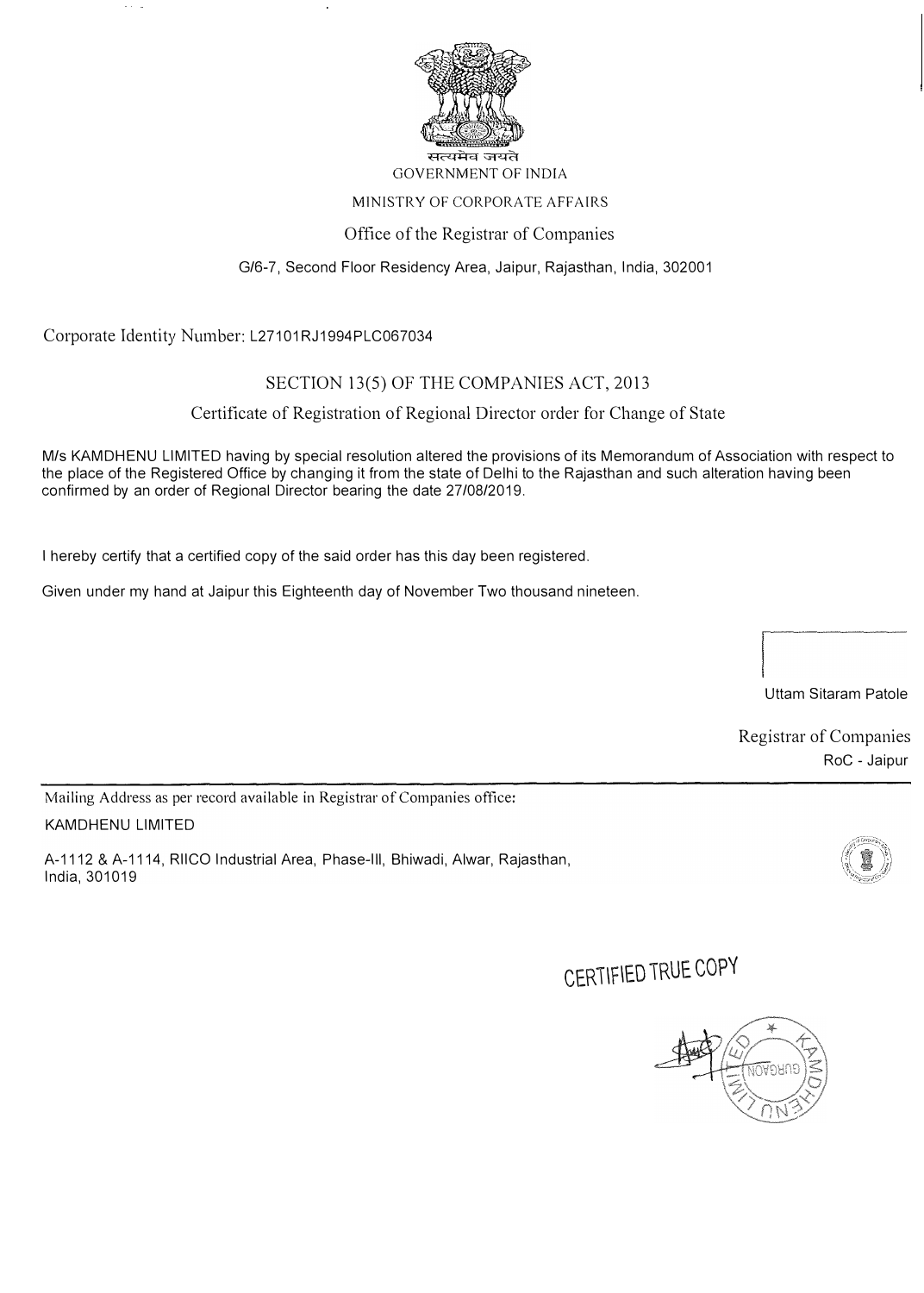सत्यमेव जयते

GOVERNMENT OF INDIA

MINISTRY OF CORPORATE AFFAIRS

Office of the Registrar of Companies

G/6-7, Second Floor Residency Area, Jaipur, Rajasthan, India, 302001

Corporate Identity Number: L27101RJ1994PLC067034

## SECTION 13(5) OF THE COMPANIES ACT, 2013

### Certificate of Registration of Regional Director order for Change of State

M/s KAMDHENU LIMITED having by special resolution altered the provisions of its Memorandum of Association with respect to the place of the Registered Office by changing it from the state of Delhi to the Rajasthan and such alteration having been confirmed by an order of Regional Director bearing the date 27/08/2019.

I hereby certify that a certified copy of the said order has this day been registered.

Given under my hand at Jaipur this Eighteenth day of November Two thousand nineteen.

Uttam Sitaram Patole

Registrar of Companies

RoC - Jaipur

Mailing Address as per record available in Registrar of Companies office:

KAMDHENU LIMITED

A-1112 & A-1114, RIICO Industrial Area, Phase-III, Bhiwadi, Alwar, Rajasthan, India, 301019

CERTIFIED TRUE COPY

KAMDHENU LIMITED GURGAON